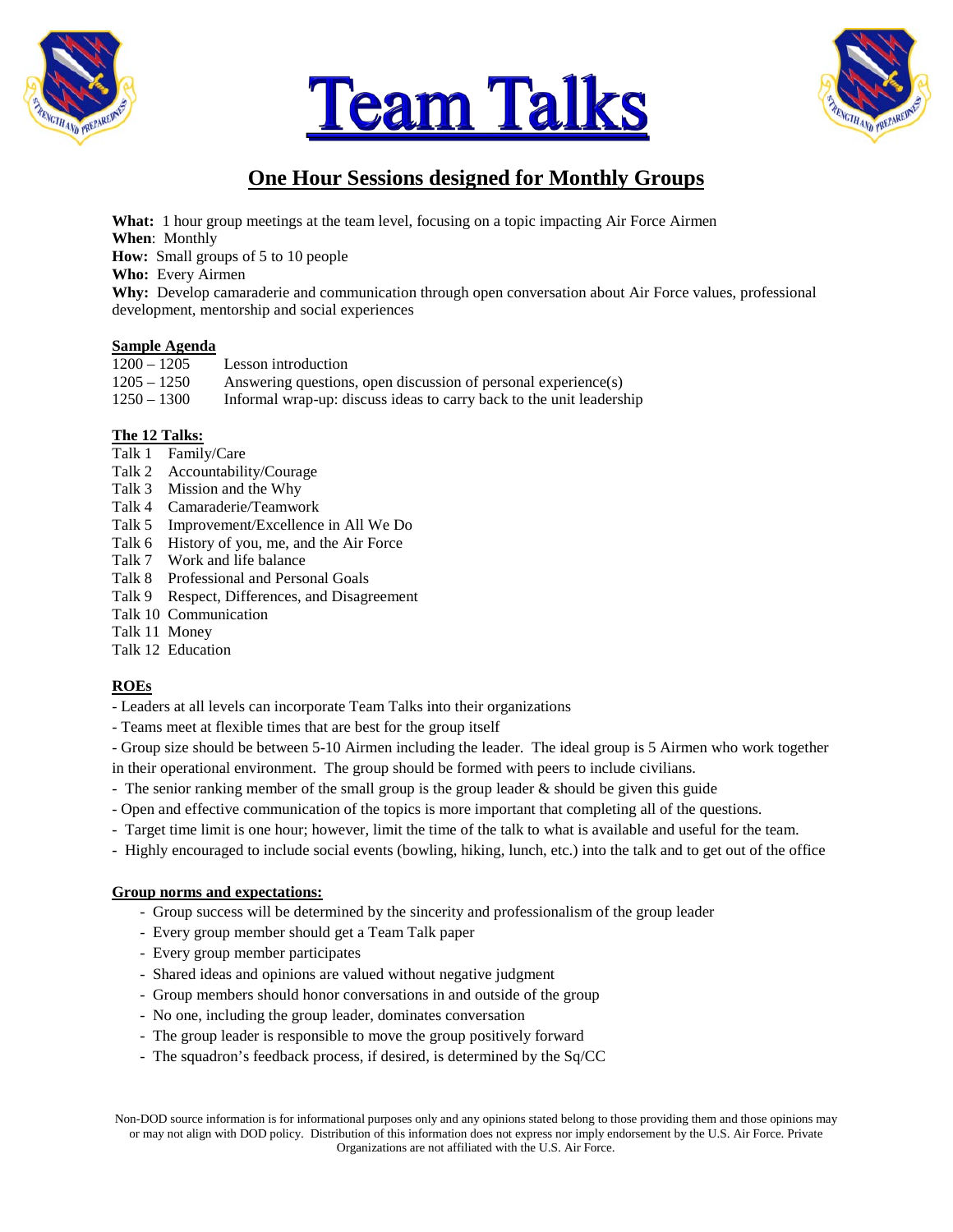# Team Talks

## One Hour Sessions designed for Monthly Groups

**What:** 1 hour group meetings at the team level, focusing on a topic impacting Air Force Airmen
**When**: Monthly
**How:** Small groups of 5 to 10 people
**Who:** Every Airmen
**Why:** Develop camaraderie and communication through open conversation about Air Force values, professional development, mentorship and social experiences

**Sample Agenda**

| | |
|---|---|
| 1200 – 1205 | Lesson introduction |
| 1205 – 1250 | Answering questions, open discussion of personal experience(s) |
| 1250 – 1300 | Informal wrap-up: discuss ideas to carry back to the unit leadership |

**The 12 Talks:**

Talk 1 Family/Care
Talk 2 Accountability/Courage
Talk 3 Mission and the Why
Talk 4 Camaraderie/Teamwork
Talk 5 Improvement/Excellence in All We Do
Talk 6 History of you, me, and the Air Force
Talk 7 Work and life balance
Talk 8 Professional and Personal Goals
Talk 9 Respect, Differences, and Disagreement
Talk 10 Communication
Talk 11 Money
Talk 12 Education

**ROEs**

- Leaders at all levels can incorporate Team Talks into their organizations
- Teams meet at flexible times that are best for the group itself
- Group size should be between 5-10 Airmen including the leader. The ideal group is 5 Airmen who work together in their operational environment. The group should be formed with peers to include civilians.
- The senior ranking member of the small group is the group leader & should be given this guide
- Open and effective communication of the topics is more important that completing all of the questions.
- Target time limit is one hour; however, limit the time of the talk to what is available and useful for the team.
- Highly encouraged to include social events (bowling, hiking, lunch, etc.) into the talk and to get out of the office

**Group norms and expectations:**

- Group success will be determined by the sincerity and professionalism of the group leader
- Every group member should get a Team Talk paper
- Every group member participates
- Shared ideas and opinions are valued without negative judgment
- Group members should honor conversations in and outside of the group
- No one, including the group leader, dominates conversation
- The group leader is responsible to move the group positively forward
- The squadron's feedback process, if desired, is determined by the Sq/CC

Non-DOD source information is for informational purposes only and any opinions stated belong to those providing them and those opinions may or may not align with DOD policy. Distribution of this information does not express nor imply endorsement by the U.S. Air Force. Private Organizations are not affiliated with the U.S. Air Force.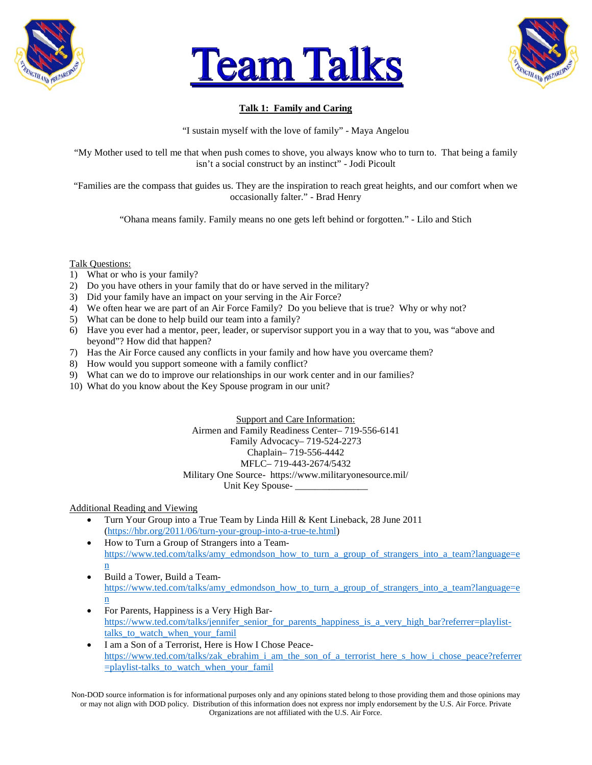# Team Talks

## Talk 1: Family and Caring

"I sustain myself with the love of family" - Maya Angelou

"My Mother used to tell me that when push comes to shove, you always know who to turn to. That being a family isn't a social construct by an instinct" - Jodi Picoult

"Families are the compass that guides us. They are the inspiration to reach great heights, and our comfort when we occasionally falter." - Brad Henry

"Ohana means family. Family means no one gets left behind or forgotten." - Lilo and Stich

Talk Questions:

1) What or who is your family?
2) Do you have others in your family that do or have served in the military?
3) Did your family have an impact on your serving in the Air Force?
4) We often hear we are part of an Air Force Family? Do you believe that is true? Why or why not?
5) What can be done to help build our team into a family?
6) Have you ever had a mentor, peer, leader, or supervisor support you in a way that to you, was "above and beyond"? How did that happen?
7) Has the Air Force caused any conflicts in your family and how have you overcame them?
8) How would you support someone with a family conflict?
9) What can we do to improve our relationships in our work center and in our families?
10) What do you know about the Key Spouse program in our unit?

Support and Care Information:
Airmen and Family Readiness Center– 719-556-6141
Family Advocacy– 719-524-2273
Chaplain– 719-556-4442
MFLC– 719-443-2674/5432
Military One Source- https://www.militaryonesource.mil/
Unit Key Spouse- _______________

Additional Reading and Viewing

- Turn Your Group into a True Team by Linda Hill & Kent Lineback, 28 June 2011 (https://hbr.org/2011/06/turn-your-group-into-a-true-te.html)
- How to Turn a Group of Strangers into a Team- https://www.ted.com/talks/amy_edmondson_how_to_turn_a_group_of_strangers_into_a_team?language=en
- Build a Tower, Build a Team- https://www.ted.com/talks/amy_edmondson_how_to_turn_a_group_of_strangers_into_a_team?language=en
- For Parents, Happiness is a Very High Bar- https://www.ted.com/talks/jennifer_senior_for_parents_happiness_is_a_very_high_bar?referrer=playlist-talks_to_watch_when_your_famil
- I am a Son of a Terrorist, Here is How I Chose Peace- https://www.ted.com/talks/zak_ebrahim_i_am_the_son_of_a_terrorist_here_s_how_i_chose_peace?referrer=playlist-talks_to_watch_when_your_famil

Non-DOD source information is for informational purposes only and any opinions stated belong to those providing them and those opinions may or may not align with DOD policy. Distribution of this information does not express nor imply endorsement by the U.S. Air Force. Private Organizations are not affiliated with the U.S. Air Force.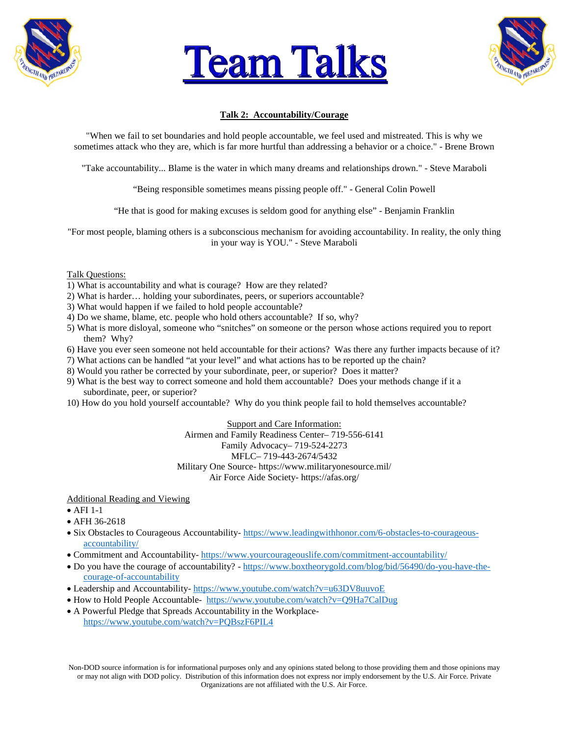# Team Talks

## Talk 2: Accountability/Courage

"When we fail to set boundaries and hold people accountable, we feel used and mistreated. This is why we sometimes attack who they are, which is far more hurtful than addressing a behavior or a choice." - Brene Brown

"Take accountability... Blame is the water in which many dreams and relationships drown." - Steve Maraboli

"Being responsible sometimes means pissing people off." - General Colin Powell

"He that is good for making excuses is seldom good for anything else" - Benjamin Franklin

"For most people, blaming others is a subconscious mechanism for avoiding accountability. In reality, the only thing in your way is YOU." - Steve Maraboli

Talk Questions:

1) What is accountability and what is courage? How are they related?
2) What is harder… holding your subordinates, peers, or superiors accountable?
3) What would happen if we failed to hold people accountable?
4) Do we shame, blame, etc. people who hold others accountable? If so, why?
5) What is more disloyal, someone who "snitches" on someone or the person whose actions required you to report them? Why?
6) Have you ever seen someone not held accountable for their actions? Was there any further impacts because of it?
7) What actions can be handled "at your level" and what actions has to be reported up the chain?
8) Would you rather be corrected by your subordinate, peer, or superior? Does it matter?
9) What is the best way to correct someone and hold them accountable? Does your methods change if it a subordinate, peer, or superior?
10) How do you hold yourself accountable? Why do you think people fail to hold themselves accountable?

Support and Care Information:
Airmen and Family Readiness Center– 719-556-6141
Family Advocacy– 719-524-2273
MFLC– 719-443-2674/5432
Military One Source- https://www.militaryonesource.mil/
Air Force Aide Society- https://afas.org/

Additional Reading and Viewing

- AFI 1-1
- AFH 36-2618
- Six Obstacles to Courageous Accountability- https://www.leadingwithhonor.com/6-obstacles-to-courageous-accountability/
- Commitment and Accountability- https://www.yourcourageouslife.com/commitment-accountability/
- Do you have the courage of accountability? - https://www.boxtheorygold.com/blog/bid/56490/do-you-have-the-courage-of-accountability
- Leadership and Accountability- https://www.youtube.com/watch?v=u63DV8uuvoE
- How to Hold People Accountable- https://www.youtube.com/watch?v=Q9Ha7CalDug
- A Powerful Pledge that Spreads Accountability in the Workplace- https://www.youtube.com/watch?v=PQBszF6PIL4

Non-DOD source information is for informational purposes only and any opinions stated belong to those providing them and those opinions may or may not align with DOD policy. Distribution of this information does not express nor imply endorsement by the U.S. Air Force. Private Organizations are not affiliated with the U.S. Air Force.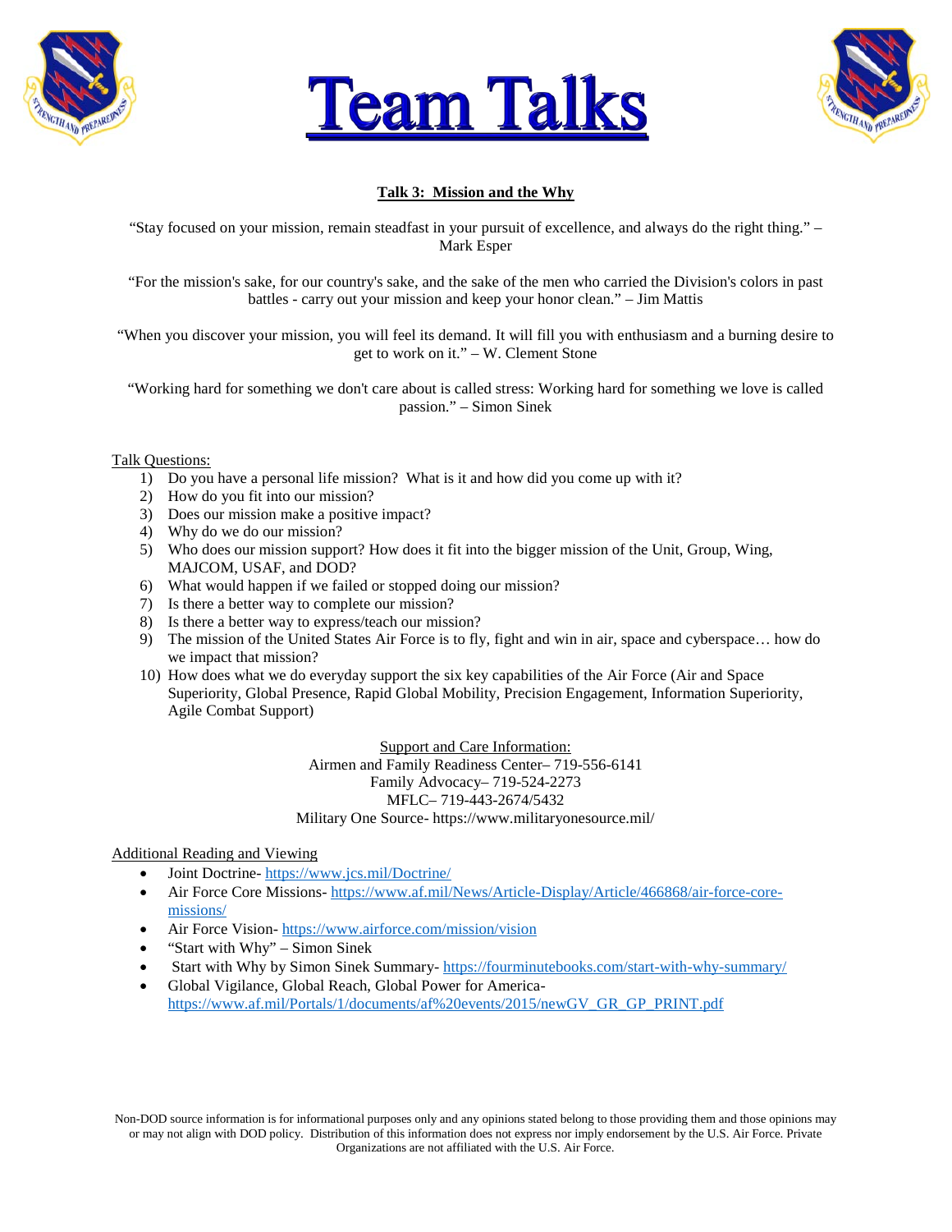# Team Talks

## Talk 3: Mission and the Why

"Stay focused on your mission, remain steadfast in your pursuit of excellence, and always do the right thing." – Mark Esper

"For the mission's sake, for our country's sake, and the sake of the men who carried the Division's colors in past battles - carry out your mission and keep your honor clean." – Jim Mattis

"When you discover your mission, you will feel its demand. It will fill you with enthusiasm and a burning desire to get to work on it." – W. Clement Stone

"Working hard for something we don't care about is called stress: Working hard for something we love is called passion." – Simon Sinek

Talk Questions:

1) Do you have a personal life mission? What is it and how did you come up with it?
2) How do you fit into our mission?
3) Does our mission make a positive impact?
4) Why do we do our mission?
5) Who does our mission support? How does it fit into the bigger mission of the Unit, Group, Wing, MAJCOM, USAF, and DOD?
6) What would happen if we failed or stopped doing our mission?
7) Is there a better way to complete our mission?
8) Is there a better way to express/teach our mission?
9) The mission of the United States Air Force is to fly, fight and win in air, space and cyberspace… how do we impact that mission?
10) How does what we do everyday support the six key capabilities of the Air Force (Air and Space Superiority, Global Presence, Rapid Global Mobility, Precision Engagement, Information Superiority, Agile Combat Support)

Support and Care Information:
Airmen and Family Readiness Center– 719-556-6141
Family Advocacy– 719-524-2273
MFLC– 719-443-2674/5432
Military One Source- https://www.militaryonesource.mil/

Additional Reading and Viewing

- Joint Doctrine- https://www.jcs.mil/Doctrine/
- Air Force Core Missions- https://www.af.mil/News/Article-Display/Article/466868/air-force-core-missions/
- Air Force Vision- https://www.airforce.com/mission/vision
- "Start with Why" – Simon Sinek
- Start with Why by Simon Sinek Summary- https://fourminutebooks.com/start-with-why-summary/
- Global Vigilance, Global Reach, Global Power for America- https://www.af.mil/Portals/1/documents/af%20events/2015/newGV_GR_GP_PRINT.pdf

Non-DOD source information is for informational purposes only and any opinions stated belong to those providing them and those opinions may or may not align with DOD policy. Distribution of this information does not express nor imply endorsement by the U.S. Air Force. Private Organizations are not affiliated with the U.S. Air Force.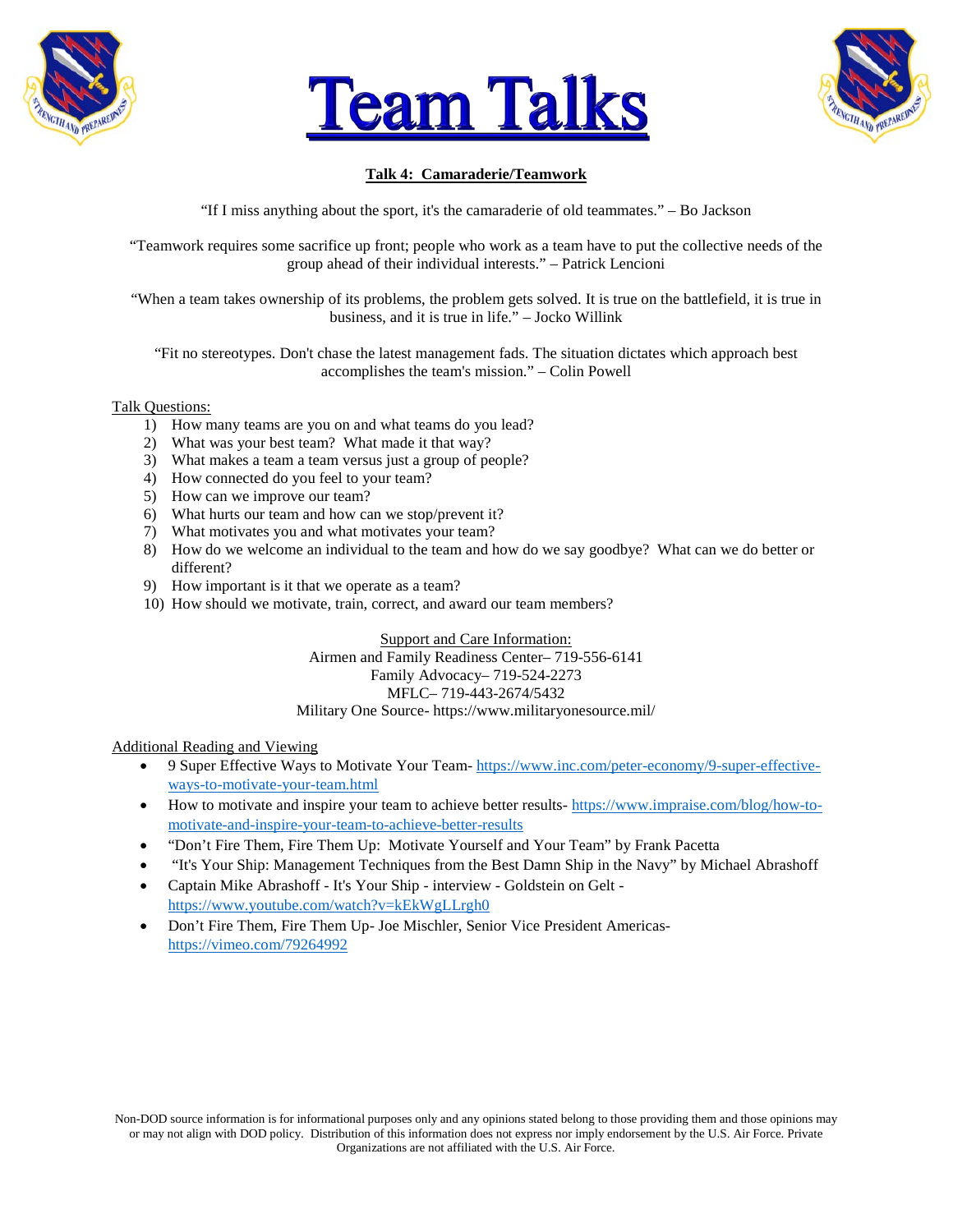# Team Talks

## Talk 4: Camaraderie/Teamwork

"If I miss anything about the sport, it's the camaraderie of old teammates." – Bo Jackson

"Teamwork requires some sacrifice up front; people who work as a team have to put the collective needs of the group ahead of their individual interests." – Patrick Lencioni

"When a team takes ownership of its problems, the problem gets solved. It is true on the battlefield, it is true in business, and it is true in life." – Jocko Willink

"Fit no stereotypes. Don't chase the latest management fads. The situation dictates which approach best accomplishes the team's mission." – Colin Powell

Talk Questions:

1) How many teams are you on and what teams do you lead?
2) What was your best team? What made it that way?
3) What makes a team a team versus just a group of people?
4) How connected do you feel to your team?
5) How can we improve our team?
6) What hurts our team and how can we stop/prevent it?
7) What motivates you and what motivates your team?
8) How do we welcome an individual to the team and how do we say goodbye? What can we do better or different?
9) How important is it that we operate as a team?
10) How should we motivate, train, correct, and award our team members?

Support and Care Information:
Airmen and Family Readiness Center– 719-556-6141
Family Advocacy– 719-524-2273
MFLC– 719-443-2674/5432
Military One Source- https://www.militaryonesource.mil/

Additional Reading and Viewing

- 9 Super Effective Ways to Motivate Your Team- https://www.inc.com/peter-economy/9-super-effective-ways-to-motivate-your-team.html
- How to motivate and inspire your team to achieve better results- https://www.impraise.com/blog/how-to-motivate-and-inspire-your-team-to-achieve-better-results
- "Don't Fire Them, Fire Them Up: Motivate Yourself and Your Team" by Frank Pacetta
- "It's Your Ship: Management Techniques from the Best Damn Ship in the Navy" by Michael Abrashoff
- Captain Mike Abrashoff - It's Your Ship - interview - Goldstein on Gelt - https://www.youtube.com/watch?v=kEkWgLLrgh0
- Don't Fire Them, Fire Them Up- Joe Mischler, Senior Vice President Americas- https://vimeo.com/79264992

Non-DOD source information is for informational purposes only and any opinions stated belong to those providing them and those opinions may or may not align with DOD policy. Distribution of this information does not express nor imply endorsement by the U.S. Air Force. Private Organizations are not affiliated with the U.S. Air Force.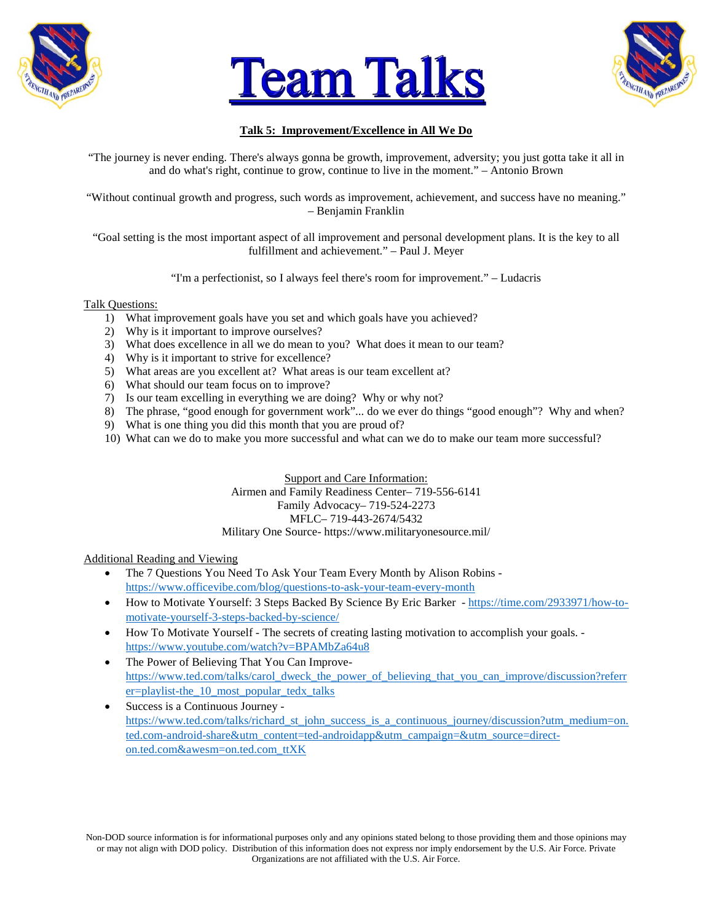# Team Talks

## Talk 5: Improvement/Excellence in All We Do

"The journey is never ending. There's always gonna be growth, improvement, adversity; you just gotta take it all in and do what's right, continue to grow, continue to live in the moment." – Antonio Brown

"Without continual growth and progress, such words as improvement, achievement, and success have no meaning." – Benjamin Franklin

"Goal setting is the most important aspect of all improvement and personal development plans. It is the key to all fulfillment and achievement." – Paul J. Meyer

"I'm a perfectionist, so I always feel there's room for improvement." – Ludacris

Talk Questions:

1) What improvement goals have you set and which goals have you achieved?
2) Why is it important to improve ourselves?
3) What does excellence in all we do mean to you? What does it mean to our team?
4) Why is it important to strive for excellence?
5) What areas are you excellent at? What areas is our team excellent at?
6) What should our team focus on to improve?
7) Is our team excelling in everything we are doing? Why or why not?
8) The phrase, "good enough for government work"... do we ever do things "good enough"? Why and when?
9) What is one thing you did this month that you are proud of?
10) What can we do to make you more successful and what can we do to make our team more successful?

Support and Care Information:
Airmen and Family Readiness Center– 719-556-6141
Family Advocacy– 719-524-2273
MFLC– 719-443-2674/5432
Military One Source- https://www.militaryonesource.mil/

Additional Reading and Viewing

- The 7 Questions You Need To Ask Your Team Every Month by Alison Robins - https://www.officevibe.com/blog/questions-to-ask-your-team-every-month
- How to Motivate Yourself: 3 Steps Backed By Science By Eric Barker - https://time.com/2933971/how-to-motivate-yourself-3-steps-backed-by-science/
- How To Motivate Yourself - The secrets of creating lasting motivation to accomplish your goals. - https://www.youtube.com/watch?v=BPAMbZa64u8
- The Power of Believing That You Can Improve- https://www.ted.com/talks/carol_dweck_the_power_of_believing_that_you_can_improve/discussion?referrer=playlist-the_10_most_popular_tedx_talks
- Success is a Continuous Journey - https://www.ted.com/talks/richard_st_john_success_is_a_continuous_journey/discussion?utm_medium=on.ted.com-android-share&utm_content=ted-androidapp&utm_campaign=&utm_source=direct-on.ted.com&awesm=on.ted.com_ttXK

Non-DOD source information is for informational purposes only and any opinions stated belong to those providing them and those opinions may or may not align with DOD policy. Distribution of this information does not express nor imply endorsement by the U.S. Air Force. Private Organizations are not affiliated with the U.S. Air Force.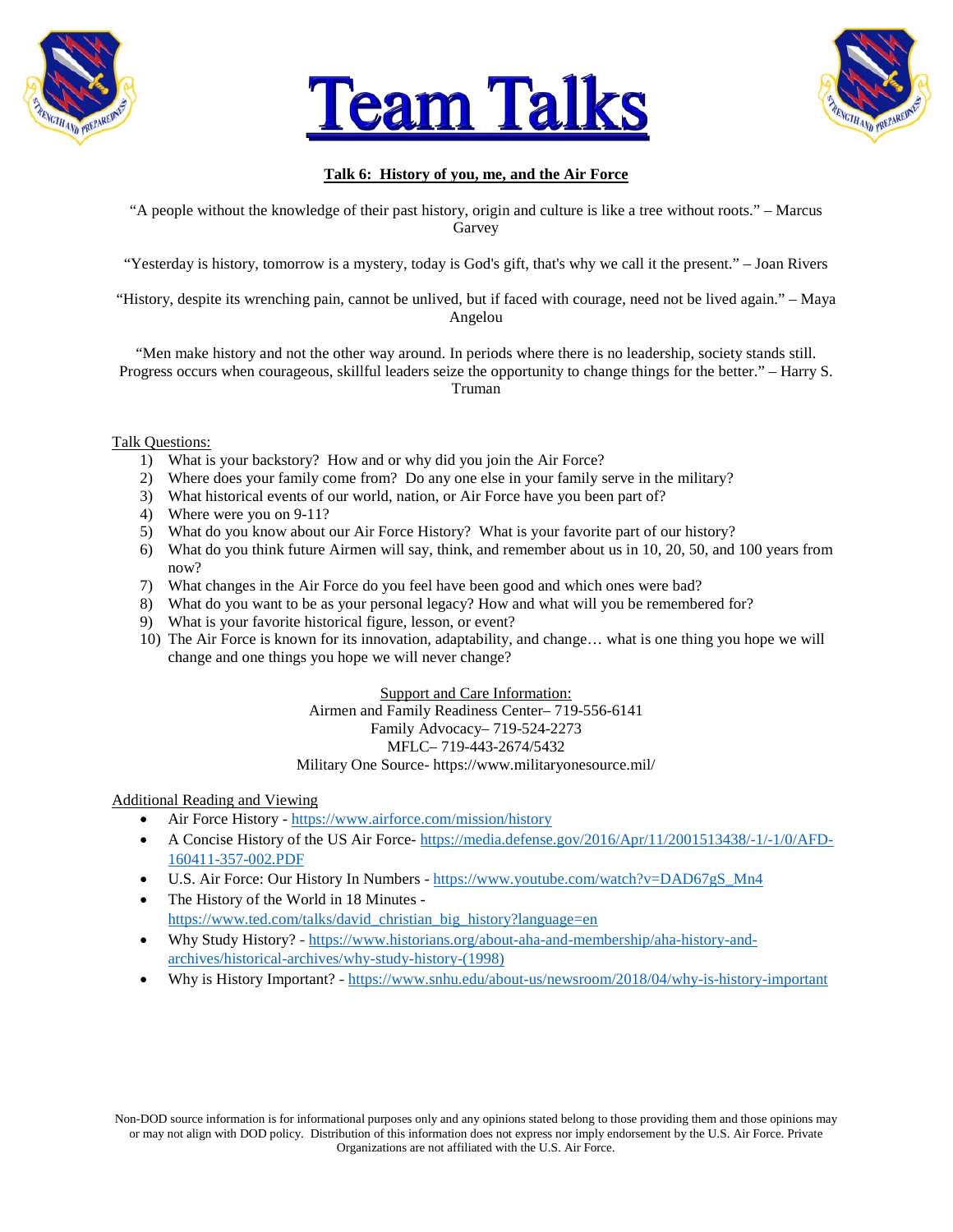# Team Talks

## Talk 6: History of you, me, and the Air Force

"A people without the knowledge of their past history, origin and culture is like a tree without roots." – Marcus Garvey

"Yesterday is history, tomorrow is a mystery, today is God's gift, that's why we call it the present." – Joan Rivers

"History, despite its wrenching pain, cannot be unlived, but if faced with courage, need not be lived again." – Maya Angelou

"Men make history and not the other way around. In periods where there is no leadership, society stands still. Progress occurs when courageous, skillful leaders seize the opportunity to change things for the better." – Harry S. Truman

Talk Questions:

1) What is your backstory? How and or why did you join the Air Force?
2) Where does your family come from? Do any one else in your family serve in the military?
3) What historical events of our world, nation, or Air Force have you been part of?
4) Where were you on 9-11?
5) What do you know about our Air Force History? What is your favorite part of our history?
6) What do you think future Airmen will say, think, and remember about us in 10, 20, 50, and 100 years from now?
7) What changes in the Air Force do you feel have been good and which ones were bad?
8) What do you want to be as your personal legacy? How and what will you be remembered for?
9) What is your favorite historical figure, lesson, or event?
10) The Air Force is known for its innovation, adaptability, and change… what is one thing you hope we will change and one things you hope we will never change?

Support and Care Information:
Airmen and Family Readiness Center– 719-556-6141
Family Advocacy– 719-524-2273
MFLC– 719-443-2674/5432
Military One Source- https://www.militaryonesource.mil/

Additional Reading and Viewing

- Air Force History - https://www.airforce.com/mission/history
- A Concise History of the US Air Force- https://media.defense.gov/2016/Apr/11/2001513438/-1/-1/0/AFD-160411-357-002.PDF
- U.S. Air Force: Our History In Numbers - https://www.youtube.com/watch?v=DAD67gS_Mn4
- The History of the World in 18 Minutes - https://www.ted.com/talks/david_christian_big_history?language=en
- Why Study History? - https://www.historians.org/about-aha-and-membership/aha-history-and-archives/historical-archives/why-study-history-(1998)
- Why is History Important? - https://www.snhu.edu/about-us/newsroom/2018/04/why-is-history-important

Non-DOD source information is for informational purposes only and any opinions stated belong to those providing them and those opinions may or may not align with DOD policy. Distribution of this information does not express nor imply endorsement by the U.S. Air Force. Private Organizations are not affiliated with the U.S. Air Force.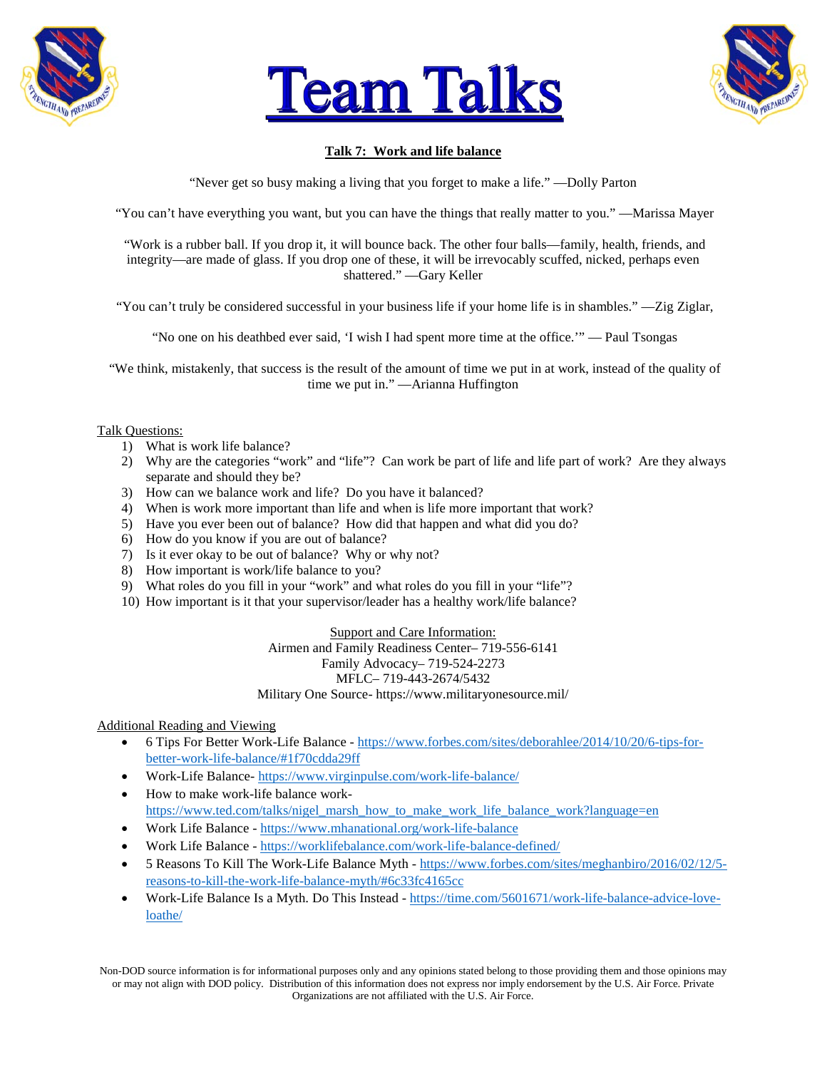# Team Talks

## Talk 7: Work and life balance

"Never get so busy making a living that you forget to make a life." —Dolly Parton

"You can't have everything you want, but you can have the things that really matter to you." —Marissa Mayer

"Work is a rubber ball. If you drop it, it will bounce back. The other four balls—family, health, friends, and integrity—are made of glass. If you drop one of these, it will be irrevocably scuffed, nicked, perhaps even shattered." —Gary Keller

"You can't truly be considered successful in your business life if your home life is in shambles." —Zig Ziglar,

"No one on his deathbed ever said, 'I wish I had spent more time at the office.'" — Paul Tsongas

"We think, mistakenly, that success is the result of the amount of time we put in at work, instead of the quality of time we put in." —Arianna Huffington

Talk Questions:

1) What is work life balance?
2) Why are the categories "work" and "life"? Can work be part of life and life part of work? Are they always separate and should they be?
3) How can we balance work and life? Do you have it balanced?
4) When is work more important than life and when is life more important that work?
5) Have you ever been out of balance? How did that happen and what did you do?
6) How do you know if you are out of balance?
7) Is it ever okay to be out of balance? Why or why not?
8) How important is work/life balance to you?
9) What roles do you fill in your "work" and what roles do you fill in your "life"?
10) How important is it that your supervisor/leader has a healthy work/life balance?

Support and Care Information:
Airmen and Family Readiness Center– 719-556-6141
Family Advocacy– 719-524-2273
MFLC– 719-443-2674/5432
Military One Source- https://www.militaryonesource.mil/

Additional Reading and Viewing

- 6 Tips For Better Work-Life Balance - https://www.forbes.com/sites/deborahlee/2014/10/20/6-tips-for-better-work-life-balance/#1f70cdda29ff
- Work-Life Balance- https://www.virginpulse.com/work-life-balance/
- How to make work-life balance work- https://www.ted.com/talks/nigel_marsh_how_to_make_work_life_balance_work?language=en
- Work Life Balance - https://www.mhanational.org/work-life-balance
- Work Life Balance - https://worklifebalance.com/work-life-balance-defined/
- 5 Reasons To Kill The Work-Life Balance Myth - https://www.forbes.com/sites/meghanbiro/2016/02/12/5-reasons-to-kill-the-work-life-balance-myth/#6c33fc4165cc
- Work-Life Balance Is a Myth. Do This Instead - https://time.com/5601671/work-life-balance-advice-love-loathe/

Non-DOD source information is for informational purposes only and any opinions stated belong to those providing them and those opinions may or may not align with DOD policy. Distribution of this information does not express nor imply endorsement by the U.S. Air Force. Private Organizations are not affiliated with the U.S. Air Force.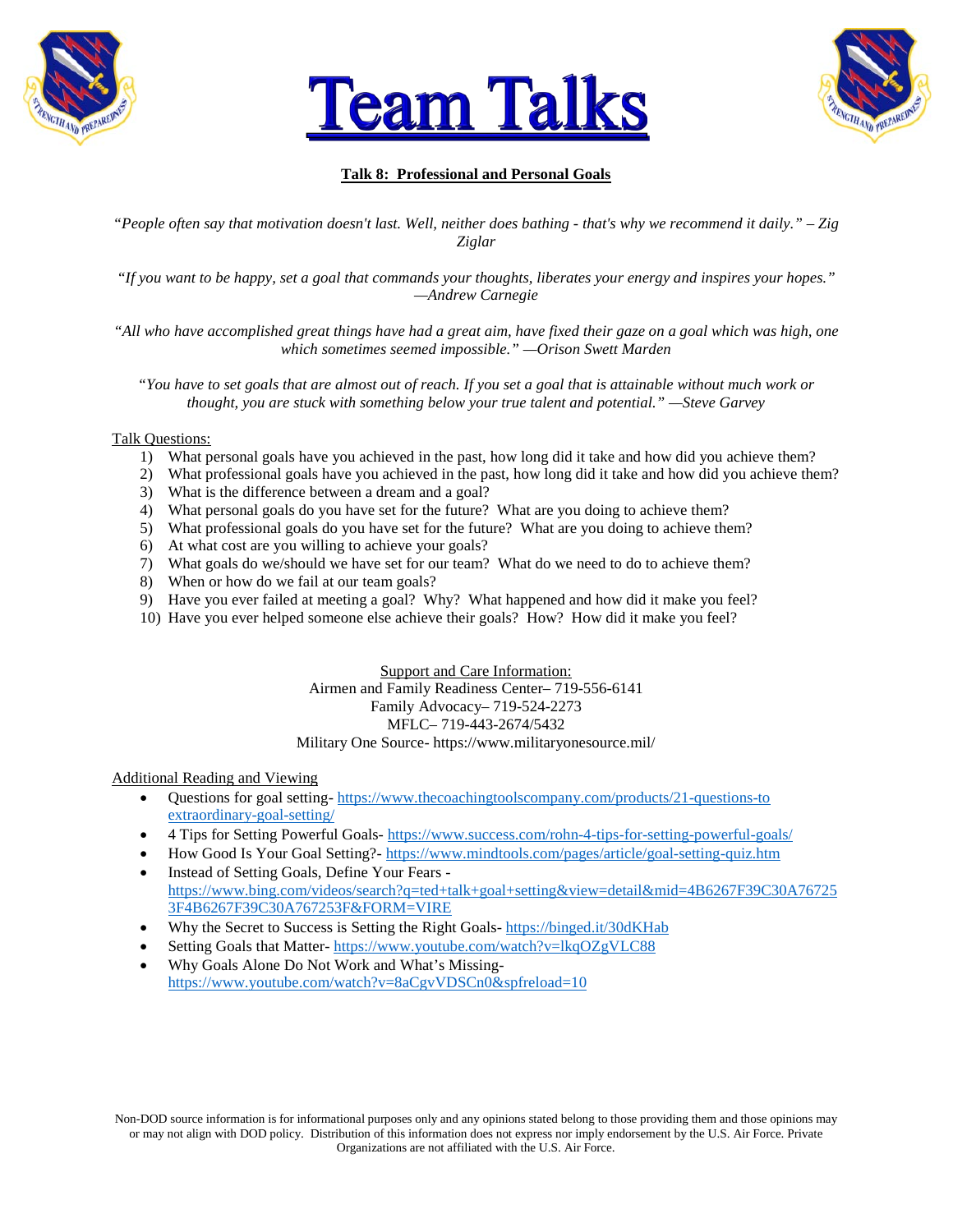# Team Talks

## Talk 8: Professional and Personal Goals

*"People often say that motivation doesn't last. Well, neither does bathing - that's why we recommend it daily." – Zig Ziglar*

*"If you want to be happy, set a goal that commands your thoughts, liberates your energy and inspires your hopes." —Andrew Carnegie*

*"All who have accomplished great things have had a great aim, have fixed their gaze on a goal which was high, one which sometimes seemed impossible." —Orison Swett Marden*

*"You have to set goals that are almost out of reach. If you set a goal that is attainable without much work or thought, you are stuck with something below your true talent and potential." —Steve Garvey*

Talk Questions:

1) What personal goals have you achieved in the past, how long did it take and how did you achieve them?
2) What professional goals have you achieved in the past, how long did it take and how did you achieve them?
3) What is the difference between a dream and a goal?
4) What personal goals do you have set for the future? What are you doing to achieve them?
5) What professional goals do you have set for the future? What are you doing to achieve them?
6) At what cost are you willing to achieve your goals?
7) What goals do we/should we have set for our team? What do we need to do to achieve them?
8) When or how do we fail at our team goals?
9) Have you ever failed at meeting a goal? Why? What happened and how did it make you feel?
10) Have you ever helped someone else achieve their goals? How? How did it make you feel?

Support and Care Information:
Airmen and Family Readiness Center– 719-556-6141
Family Advocacy– 719-524-2273
MFLC– 719-443-2674/5432
Military One Source- https://www.militaryonesource.mil/

Additional Reading and Viewing

- Questions for goal setting- https://www.thecoachingtoolscompany.com/products/21-questions-to extraordinary-goal-setting/
- 4 Tips for Setting Powerful Goals- https://www.success.com/rohn-4-tips-for-setting-powerful-goals/
- How Good Is Your Goal Setting?- https://www.mindtools.com/pages/article/goal-setting-quiz.htm
- Instead of Setting Goals, Define Your Fears - https://www.bing.com/videos/search?q=ted+talk+goal+setting&view=detail&mid=4B6267F39C30A767253F4B6267F39C30A767253F&FORM=VIRE
- Why the Secret to Success is Setting the Right Goals- https://binged.it/30dKHab
- Setting Goals that Matter- https://www.youtube.com/watch?v=lkqOZgVLC88
- Why Goals Alone Do Not Work and What's Missing- https://www.youtube.com/watch?v=8aCgvVDSCn0&spfreload=10

Non-DOD source information is for informational purposes only and any opinions stated belong to those providing them and those opinions may or may not align with DOD policy. Distribution of this information does not express nor imply endorsement by the U.S. Air Force. Private Organizations are not affiliated with the U.S. Air Force.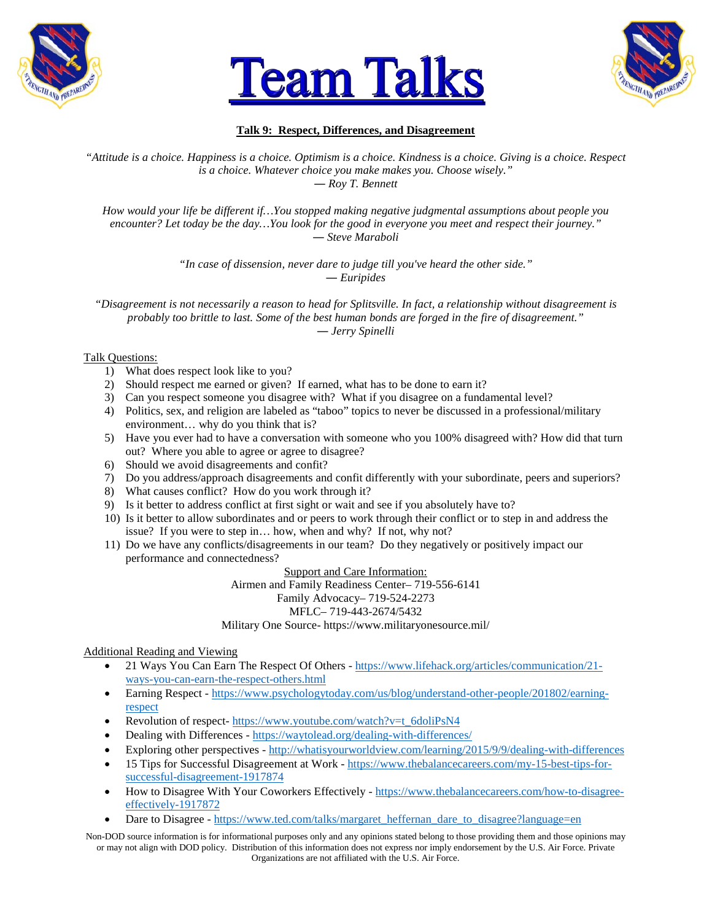# Team Talks

**Talk 9: Respect, Differences, and Disagreement**

*"Attitude is a choice. Happiness is a choice. Optimism is a choice. Kindness is a choice. Giving is a choice. Respect is a choice. Whatever choice you make makes you. Choose wisely."*
*— Roy T. Bennett*

*How would your life be different if…You stopped making negative judgmental assumptions about people you encounter? Let today be the day…You look for the good in everyone you meet and respect their journey."*
*— Steve Maraboli*

*"In case of dissension, never dare to judge till you've heard the other side."*
*— Euripides*

*"Disagreement is not necessarily a reason to head for Splitsville. In fact, a relationship without disagreement is probably too brittle to last. Some of the best human bonds are forged in the fire of disagreement."*
*— Jerry Spinelli*

Talk Questions:

1) What does respect look like to you?
2) Should respect me earned or given? If earned, what has to be done to earn it?
3) Can you respect someone you disagree with? What if you disagree on a fundamental level?
4) Politics, sex, and religion are labeled as "taboo" topics to never be discussed in a professional/military environment… why do you think that is?
5) Have you ever had to have a conversation with someone who you 100% disagreed with? How did that turn out? Where you able to agree or agree to disagree?
6) Should we avoid disagreements and confit?
7) Do you address/approach disagreements and confit differently with your subordinate, peers and superiors?
8) What causes conflict? How do you work through it?
9) Is it better to address conflict at first sight or wait and see if you absolutely have to?
10) Is it better to allow subordinates and or peers to work through their conflict or to step in and address the issue? If you were to step in… how, when and why? If not, why not?
11) Do we have any conflicts/disagreements in our team? Do they negatively or positively impact our performance and connectedness?

Support and Care Information:
Airmen and Family Readiness Center– 719-556-6141
Family Advocacy– 719-524-2273
MFLC– 719-443-2674/5432
Military One Source- https://www.militaryonesource.mil/

Additional Reading and Viewing

- 21 Ways You Can Earn The Respect Of Others - https://www.lifehack.org/articles/communication/21-ways-you-can-earn-the-respect-others.html
- Earning Respect - https://www.psychologytoday.com/us/blog/understand-other-people/201802/earning-respect
- Revolution of respect- https://www.youtube.com/watch?v=t_6doliPsN4
- Dealing with Differences - https://waytolead.org/dealing-with-differences/
- Exploring other perspectives - http://whatisyourworldview.com/learning/2015/9/9/dealing-with-differences
- 15 Tips for Successful Disagreement at Work - https://www.thebalancecareers.com/my-15-best-tips-for-successful-disagreement-1917874
- How to Disagree With Your Coworkers Effectively - https://www.thebalancecareers.com/how-to-disagree-effectively-1917872
- Dare to Disagree - https://www.ted.com/talks/margaret_heffernan_dare_to_disagree?language=en

Non-DOD source information is for informational purposes only and any opinions stated belong to those providing them and those opinions may or may not align with DOD policy. Distribution of this information does not express nor imply endorsement by the U.S. Air Force. Private Organizations are not affiliated with the U.S. Air Force.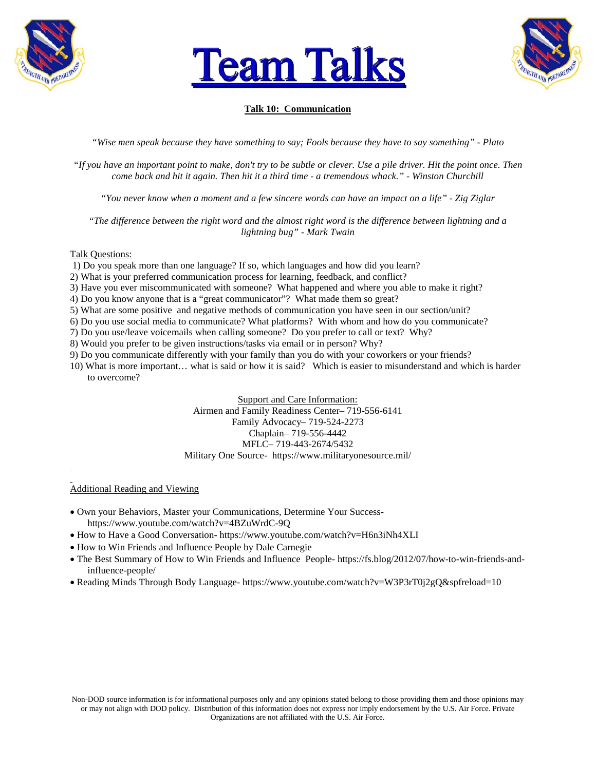# Team Talks

**Talk 10: Communication**

*“Wise men speak because they have something to say; Fools because they have to say something” - Plato*

*“If you have an important point to make, don't try to be subtle or clever. Use a pile driver. Hit the point once. Then come back and hit it again. Then hit it a third time - a tremendous whack.” - Winston Churchill*

*“You never know when a moment and a few sincere words can have an impact on a life” - Zig Ziglar*

*“The difference between the right word and the almost right word is the difference between lightning and a lightning bug” - Mark Twain*

Talk Questions:

1) Do you speak more than one language? If so, which languages and how did you learn?
2) What is your preferred communication process for learning, feedback, and conflict?
3) Have you ever miscommunicated with someone? What happened and where you able to make it right?
4) Do you know anyone that is a “great communicator”? What made them so great?
5) What are some positive and negative methods of communication you have seen in our section/unit?
6) Do you use social media to communicate? What platforms? With whom and how do you communicate?
7) Do you use/leave voicemails when calling someone? Do you prefer to call or text? Why?
8) Would you prefer to be given instructions/tasks via email or in person? Why?
9) Do you communicate differently with your family than you do with your coworkers or your friends?
10) What is more important… what is said or how it is said? Which is easier to misunderstand and which is harder to overcome?

Support and Care Information:
Airmen and Family Readiness Center– 719-556-6141
Family Advocacy– 719-524-2273
Chaplain– 719-556-4442
MFLC– 719-443-2674/5432
Military One Source- https://www.militaryonesource.mil/

Additional Reading and Viewing

- Own your Behaviors, Master your Communications, Determine Your Success- https://www.youtube.com/watch?v=4BZuWrdC-9Q
- How to Have a Good Conversation- https://www.youtube.com/watch?v=H6n3iNh4XLI
- How to Win Friends and Influence People by Dale Carnegie
- The Best Summary of How to Win Friends and Influence People- https://fs.blog/2012/07/how-to-win-friends-and-influence-people/
- Reading Minds Through Body Language- https://www.youtube.com/watch?v=W3P3rT0j2gQ&spfreload=10

Non-DOD source information is for informational purposes only and any opinions stated belong to those providing them and those opinions may or may not align with DOD policy. Distribution of this information does not express nor imply endorsement by the U.S. Air Force. Private Organizations are not affiliated with the U.S. Air Force.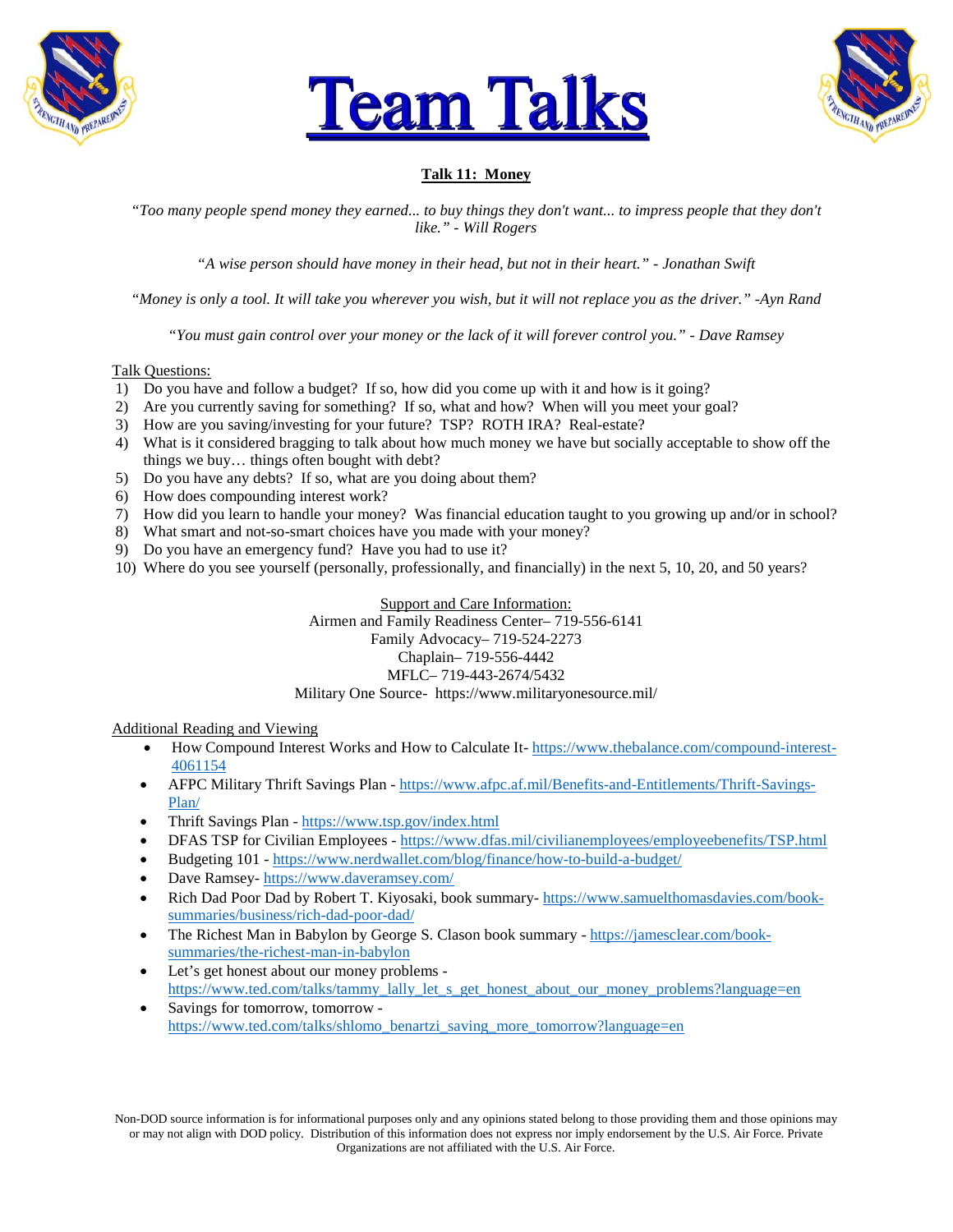# Team Talks

**Talk 11: Money**

*"Too many people spend money they earned... to buy things they don't want... to impress people that they don't like." - Will Rogers*

*"A wise person should have money in their head, but not in their heart." - Jonathan Swift*

*"Money is only a tool. It will take you wherever you wish, but it will not replace you as the driver." -Ayn Rand*

*"You must gain control over your money or the lack of it will forever control you." - Dave Ramsey*

Talk Questions:

1) Do you have and follow a budget? If so, how did you come up with it and how is it going?
2) Are you currently saving for something? If so, what and how? When will you meet your goal?
3) How are you saving/investing for your future? TSP? ROTH IRA? Real-estate?
4) What is it considered bragging to talk about how much money we have but socially acceptable to show off the things we buy… things often bought with debt?
5) Do you have any debts? If so, what are you doing about them?
6) How does compounding interest work?
7) How did you learn to handle your money? Was financial education taught to you growing up and/or in school?
8) What smart and not-so-smart choices have you made with your money?
9) Do you have an emergency fund? Have you had to use it?
10) Where do you see yourself (personally, professionally, and financially) in the next 5, 10, 20, and 50 years?

Support and Care Information:
Airmen and Family Readiness Center– 719-556-6141
Family Advocacy– 719-524-2273
Chaplain– 719-556-4442
MFLC– 719-443-2674/5432
Military One Source- https://www.militaryonesource.mil/

Additional Reading and Viewing

- How Compound Interest Works and How to Calculate It- https://www.thebalance.com/compound-interest-4061154
- AFPC Military Thrift Savings Plan - https://www.afpc.af.mil/Benefits-and-Entitlements/Thrift-Savings-Plan/
- Thrift Savings Plan - https://www.tsp.gov/index.html
- DFAS TSP for Civilian Employees - https://www.dfas.mil/civilianemployees/employeebenefits/TSP.html
- Budgeting 101 - https://www.nerdwallet.com/blog/finance/how-to-build-a-budget/
- Dave Ramsey- https://www.daveramsey.com/
- Rich Dad Poor Dad by Robert T. Kiyosaki, book summary- https://www.samuelthomasdavies.com/book-summaries/business/rich-dad-poor-dad/
- The Richest Man in Babylon by George S. Clason book summary - https://jamesclear.com/book-summaries/the-richest-man-in-babylon
- Let's get honest about our money problems - https://www.ted.com/talks/tammy_lally_let_s_get_honest_about_our_money_problems?language=en
- Savings for tomorrow, tomorrow - https://www.ted.com/talks/shlomo_benartzi_saving_more_tomorrow?language=en

Non-DOD source information is for informational purposes only and any opinions stated belong to those providing them and those opinions may or may not align with DOD policy. Distribution of this information does not express nor imply endorsement by the U.S. Air Force. Private Organizations are not affiliated with the U.S. Air Force.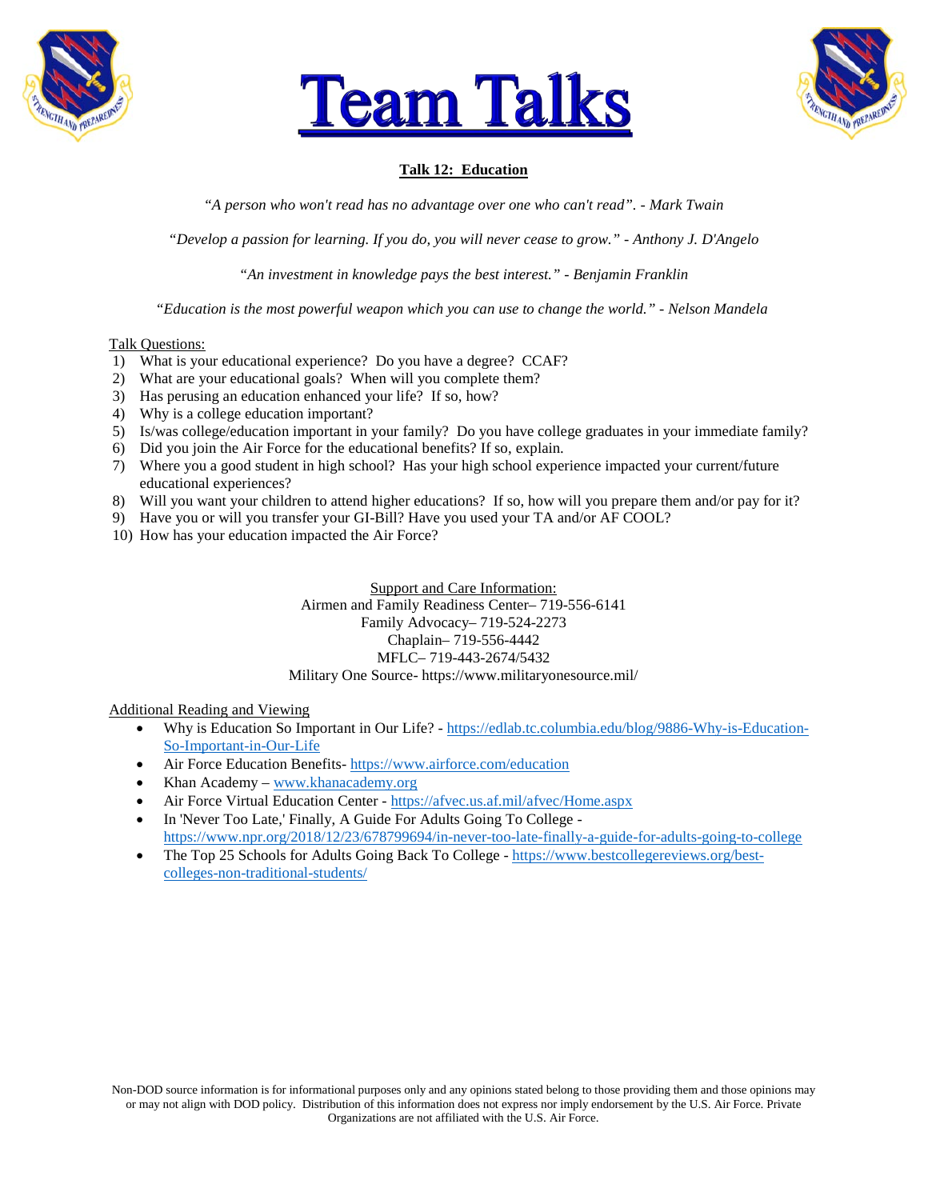# Team Talks

## Talk 12: Education

*"A person who won't read has no advantage over one who can't read". - Mark Twain*

*"Develop a passion for learning. If you do, you will never cease to grow." - Anthony J. D'Angelo*

*"An investment in knowledge pays the best interest." - Benjamin Franklin*

*"Education is the most powerful weapon which you can use to change the world." - Nelson Mandela*

Talk Questions:

1) What is your educational experience? Do you have a degree? CCAF?
2) What are your educational goals? When will you complete them?
3) Has perusing an education enhanced your life? If so, how?
4) Why is a college education important?
5) Is/was college/education important in your family? Do you have college graduates in your immediate family?
6) Did you join the Air Force for the educational benefits? If so, explain.
7) Where you a good student in high school? Has your high school experience impacted your current/future educational experiences?
8) Will you want your children to attend higher educations? If so, how will you prepare them and/or pay for it?
9) Have you or will you transfer your GI-Bill? Have you used your TA and/or AF COOL?
10) How has your education impacted the Air Force?

Support and Care Information:
Airmen and Family Readiness Center– 719-556-6141
Family Advocacy– 719-524-2273
Chaplain– 719-556-4442
MFLC– 719-443-2674/5432
Military One Source- https://www.militaryonesource.mil/

Additional Reading and Viewing

- Why is Education So Important in Our Life? - https://edlab.tc.columbia.edu/blog/9886-Why-is-Education-So-Important-in-Our-Life
- Air Force Education Benefits- https://www.airforce.com/education
- Khan Academy – www.khanacademy.org
- Air Force Virtual Education Center - https://afvec.us.af.mil/afvec/Home.aspx
- In 'Never Too Late,' Finally, A Guide For Adults Going To College - https://www.npr.org/2018/12/23/678799694/in-never-too-late-finally-a-guide-for-adults-going-to-college
- The Top 25 Schools for Adults Going Back To College - https://www.bestcollegereviews.org/best-colleges-non-traditional-students/

Non-DOD source information is for informational purposes only and any opinions stated belong to those providing them and those opinions may or may not align with DOD policy. Distribution of this information does not express nor imply endorsement by the U.S. Air Force. Private Organizations are not affiliated with the U.S. Air Force.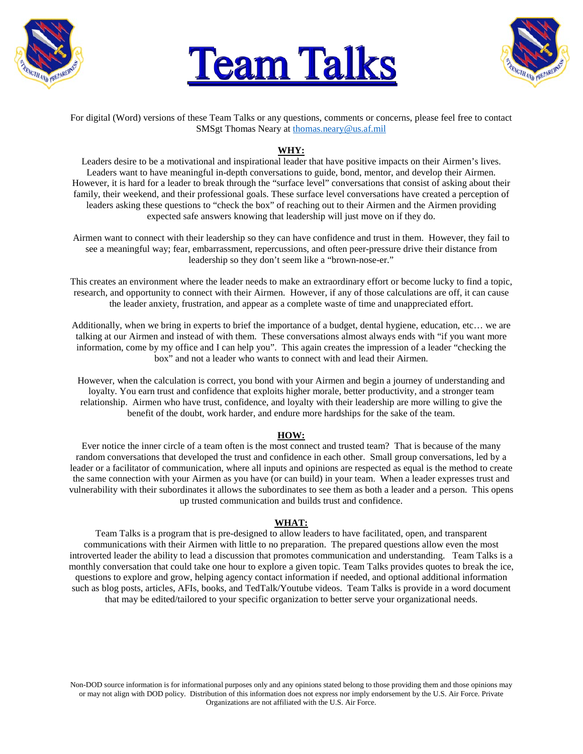# Team Talks

For digital (Word) versions of these Team Talks or any questions, comments or concerns, please feel free to contact SMSgt Thomas Neary at thomas.neary@us.af.mil

## WHY:

Leaders desire to be a motivational and inspirational leader that have positive impacts on their Airmen's lives. Leaders want to have meaningful in-depth conversations to guide, bond, mentor, and develop their Airmen. However, it is hard for a leader to break through the "surface level" conversations that consist of asking about their family, their weekend, and their professional goals. These surface level conversations have created a perception of leaders asking these questions to "check the box" of reaching out to their Airmen and the Airmen providing expected safe answers knowing that leadership will just move on if they do.

Airmen want to connect with their leadership so they can have confidence and trust in them. However, they fail to see a meaningful way; fear, embarrassment, repercussions, and often peer-pressure drive their distance from leadership so they don't seem like a "brown-nose-er."

This creates an environment where the leader needs to make an extraordinary effort or become lucky to find a topic, research, and opportunity to connect with their Airmen. However, if any of those calculations are off, it can cause the leader anxiety, frustration, and appear as a complete waste of time and unappreciated effort.

Additionally, when we bring in experts to brief the importance of a budget, dental hygiene, education, etc… we are talking at our Airmen and instead of with them. These conversations almost always ends with "if you want more information, come by my office and I can help you". This again creates the impression of a leader "checking the box" and not a leader who wants to connect with and lead their Airmen.

However, when the calculation is correct, you bond with your Airmen and begin a journey of understanding and loyalty. You earn trust and confidence that exploits higher morale, better productivity, and a stronger team relationship. Airmen who have trust, confidence, and loyalty with their leadership are more willing to give the benefit of the doubt, work harder, and endure more hardships for the sake of the team.

## HOW:

Ever notice the inner circle of a team often is the most connect and trusted team? That is because of the many random conversations that developed the trust and confidence in each other. Small group conversations, led by a leader or a facilitator of communication, where all inputs and opinions are respected as equal is the method to create the same connection with your Airmen as you have (or can build) in your team. When a leader expresses trust and vulnerability with their subordinates it allows the subordinates to see them as both a leader and a person. This opens up trusted communication and builds trust and confidence.

## WHAT:

Team Talks is a program that is pre-designed to allow leaders to have facilitated, open, and transparent communications with their Airmen with little to no preparation. The prepared questions allow even the most introverted leader the ability to lead a discussion that promotes communication and understanding. Team Talks is a monthly conversation that could take one hour to explore a given topic. Team Talks provides quotes to break the ice, questions to explore and grow, helping agency contact information if needed, and optional additional information such as blog posts, articles, AFIs, books, and TedTalk/Youtube videos. Team Talks is provide in a word document that may be edited/tailored to your specific organization to better serve your organizational needs.

Non-DOD source information is for informational purposes only and any opinions stated belong to those providing them and those opinions may or may not align with DOD policy. Distribution of this information does not express nor imply endorsement by the U.S. Air Force. Private Organizations are not affiliated with the U.S. Air Force.